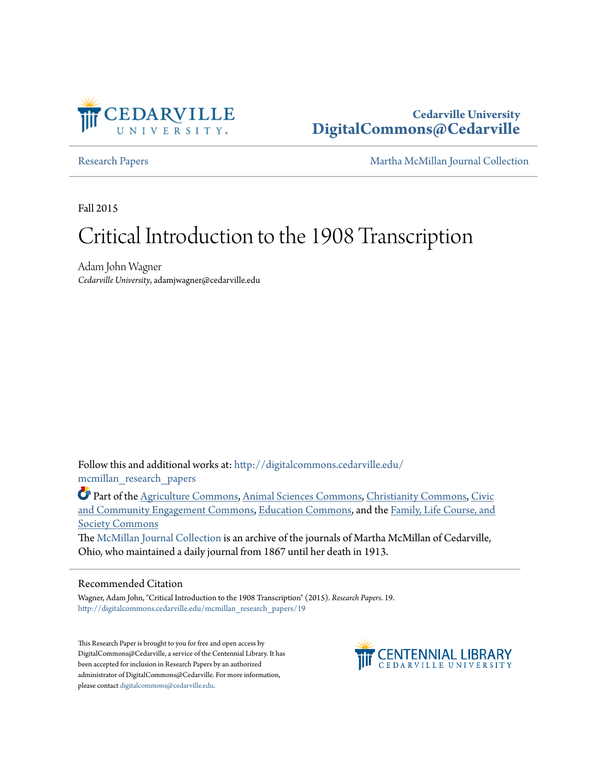Cedarville University
DigitalCommons@Cedarville

Research Papers | Martha McMillan Journal Collection

Fall 2015

# Critical Introduction to the 1908 Transcription

Adam John Wagner
*Cedarville University*, adamjwagner@cedarville.edu

Follow this and additional works at: http://digitalcommons.cedarville.edu/mcmillan_research_papers

Part of the Agriculture Commons, Animal Sciences Commons, Christianity Commons, Civic and Community Engagement Commons, Education Commons, and the Family, Life Course, and Society Commons

The McMillan Journal Collection is an archive of the journals of Martha McMillan of Cedarville, Ohio, who maintained a daily journal from 1867 until her death in 1913.

## Recommended Citation

Wagner, Adam John, "Critical Introduction to the 1908 Transcription" (2015). *Research Papers*. 19.
http://digitalcommons.cedarville.edu/mcmillan_research_papers/19

This Research Paper is brought to you for free and open access by DigitalCommons@Cedarville, a service of the Centennial Library. It has been accepted for inclusion in Research Papers by an authorized administrator of DigitalCommons@Cedarville. For more information, please contact digitalcommons@cedarville.edu.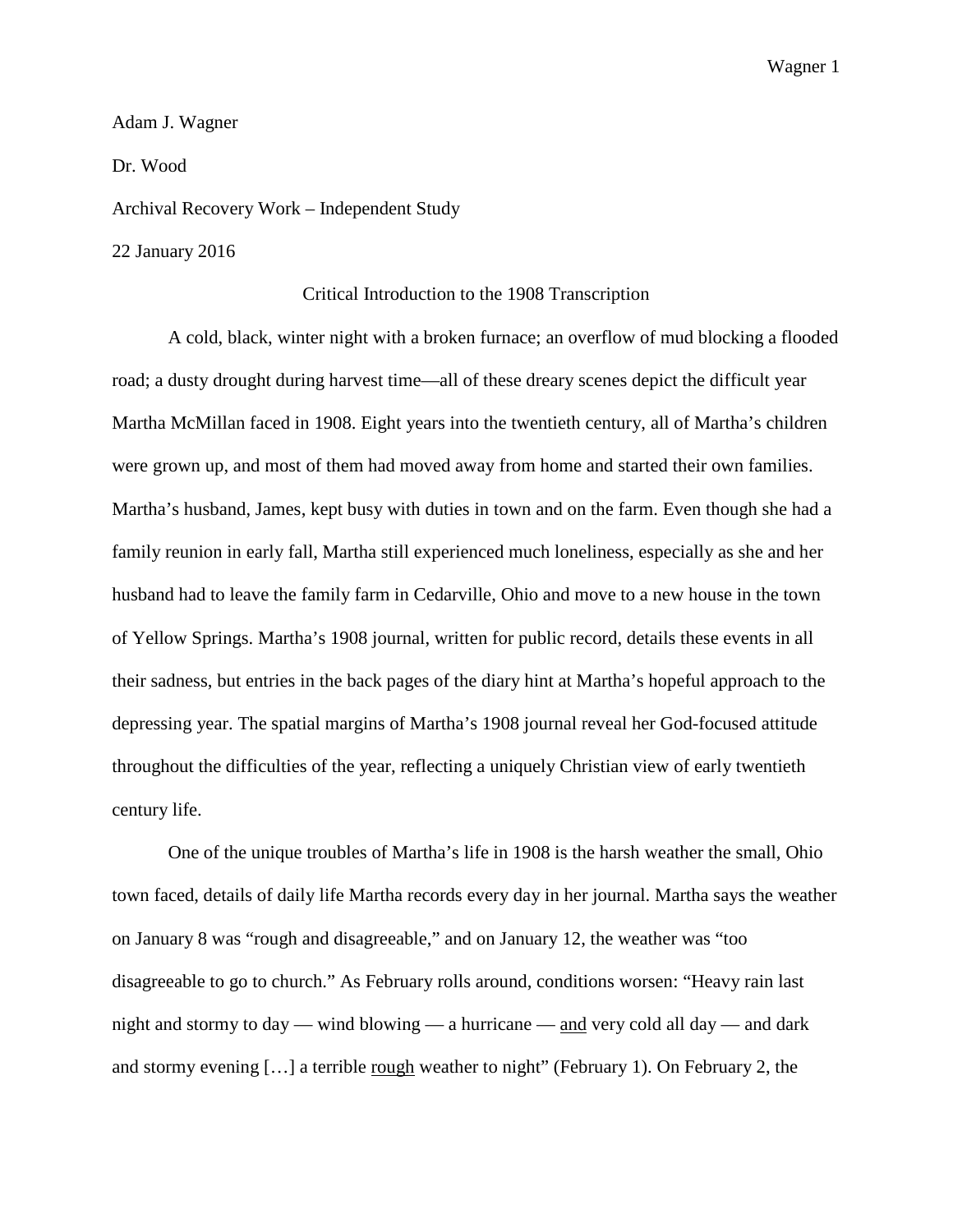Adam J. Wagner

Dr. Wood

Archival Recovery Work – Independent Study

22 January 2016

Critical Introduction to the 1908 Transcription

A cold, black, winter night with a broken furnace; an overflow of mud blocking a flooded road; a dusty drought during harvest time—all of these dreary scenes depict the difficult year Martha McMillan faced in 1908. Eight years into the twentieth century, all of Martha's children were grown up, and most of them had moved away from home and started their own families. Martha's husband, James, kept busy with duties in town and on the farm. Even though she had a family reunion in early fall, Martha still experienced much loneliness, especially as she and her husband had to leave the family farm in Cedarville, Ohio and move to a new house in the town of Yellow Springs. Martha's 1908 journal, written for public record, details these events in all their sadness, but entries in the back pages of the diary hint at Martha's hopeful approach to the depressing year. The spatial margins of Martha's 1908 journal reveal her God-focused attitude throughout the difficulties of the year, reflecting a uniquely Christian view of early twentieth century life.

One of the unique troubles of Martha's life in 1908 is the harsh weather the small, Ohio town faced, details of daily life Martha records every day in her journal. Martha says the weather on January 8 was "rough and disagreeable," and on January 12, the weather was "too disagreeable to go to church." As February rolls around, conditions worsen: "Heavy rain last night and stormy to day — wind blowing — a hurricane — <u>and</u> very cold all day — and dark and stormy evening […] a terrible <u>rough</u> weather to night" (February 1). On February 2, the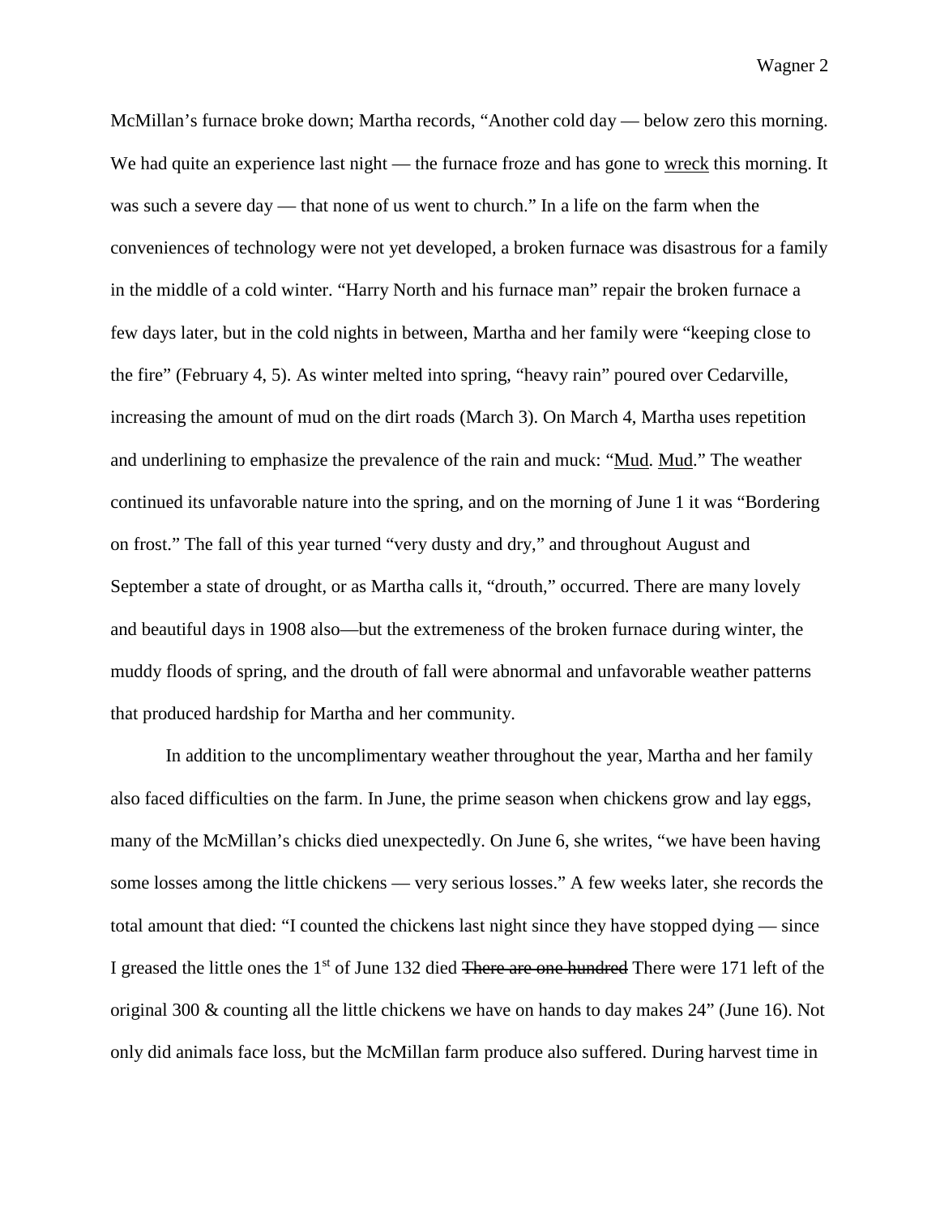McMillan's furnace broke down; Martha records, "Another cold day — below zero this morning. We had quite an experience last night — the furnace froze and has gone to <u>wreck</u> this morning. It was such a severe day — that none of us went to church." In a life on the farm when the conveniences of technology were not yet developed, a broken furnace was disastrous for a family in the middle of a cold winter. "Harry North and his furnace man" repair the broken furnace a few days later, but in the cold nights in between, Martha and her family were "keeping close to the fire" (February 4, 5). As winter melted into spring, "heavy rain" poured over Cedarville, increasing the amount of mud on the dirt roads (March 3). On March 4, Martha uses repetition and underlining to emphasize the prevalence of the rain and muck: "<u>Mud</u>. <u>Mud</u>." The weather continued its unfavorable nature into the spring, and on the morning of June 1 it was "Bordering on frost." The fall of this year turned "very dusty and dry," and throughout August and September a state of drought, or as Martha calls it, "drouth," occurred. There are many lovely and beautiful days in 1908 also—but the extremeness of the broken furnace during winter, the muddy floods of spring, and the drouth of fall were abnormal and unfavorable weather patterns that produced hardship for Martha and her community.

In addition to the uncomplimentary weather throughout the year, Martha and her family also faced difficulties on the farm. In June, the prime season when chickens grow and lay eggs, many of the McMillan's chicks died unexpectedly. On June 6, she writes, "we have been having some losses among the little chickens — very serious losses." A few weeks later, she records the total amount that died: "I counted the chickens last night since they have stopped dying — since I greased the little ones the 1st of June 132 died ~~There are one hundred~~ There were 171 left of the original 300 & counting all the little chickens we have on hands to day makes 24" (June 16). Not only did animals face loss, but the McMillan farm produce also suffered. During harvest time in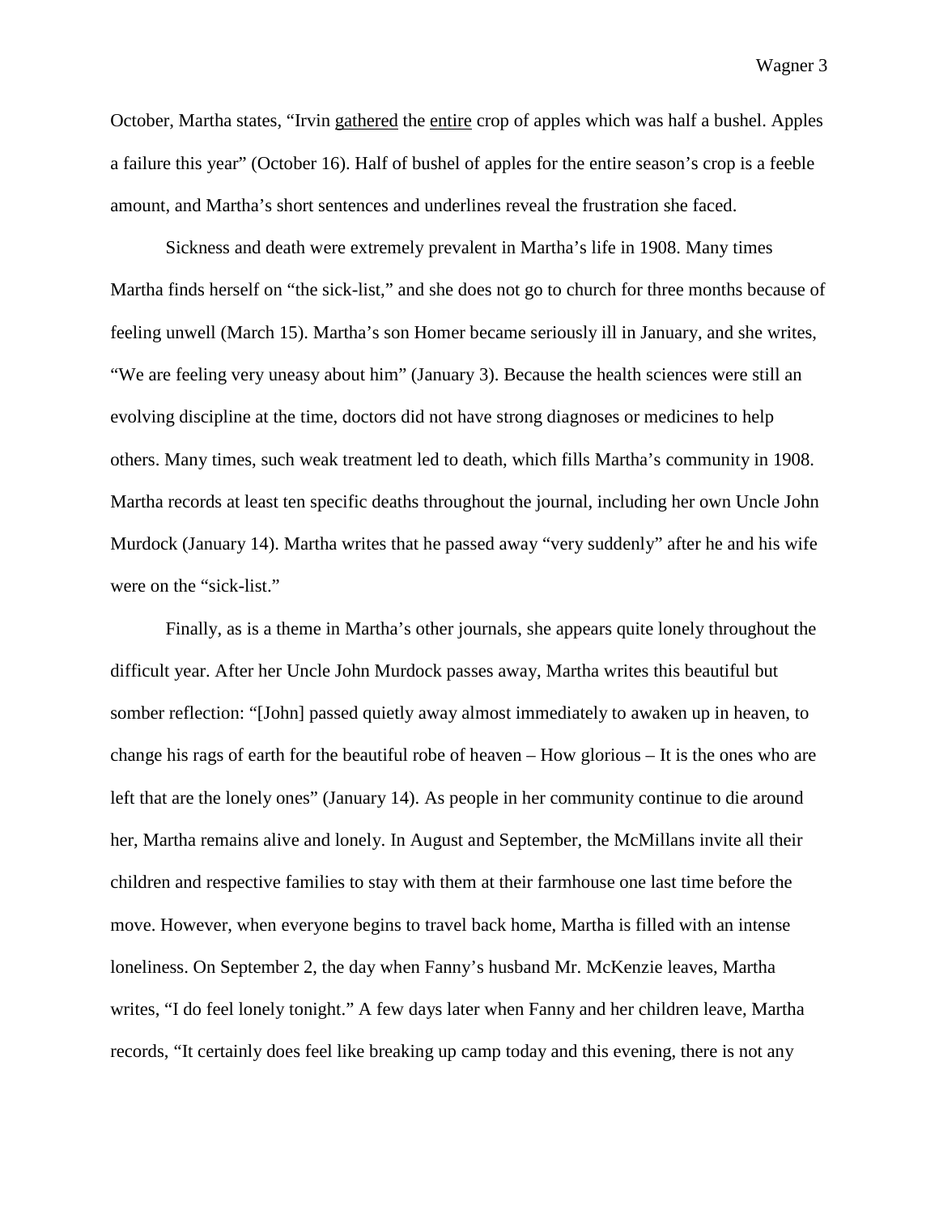October, Martha states, "Irvin <u>gathered</u> the <u>entire</u> crop of apples which was half a bushel. Apples a failure this year" (October 16). Half of bushel of apples for the entire season's crop is a feeble amount, and Martha's short sentences and underlines reveal the frustration she faced.

Sickness and death were extremely prevalent in Martha's life in 1908. Many times Martha finds herself on "the sick-list," and she does not go to church for three months because of feeling unwell (March 15). Martha's son Homer became seriously ill in January, and she writes, "We are feeling very uneasy about him" (January 3). Because the health sciences were still an evolving discipline at the time, doctors did not have strong diagnoses or medicines to help others. Many times, such weak treatment led to death, which fills Martha's community in 1908. Martha records at least ten specific deaths throughout the journal, including her own Uncle John Murdock (January 14). Martha writes that he passed away "very suddenly" after he and his wife were on the "sick-list."

Finally, as is a theme in Martha's other journals, she appears quite lonely throughout the difficult year. After her Uncle John Murdock passes away, Martha writes this beautiful but somber reflection: "[John] passed quietly away almost immediately to awaken up in heaven, to change his rags of earth for the beautiful robe of heaven – How glorious – It is the ones who are left that are the lonely ones" (January 14). As people in her community continue to die around her, Martha remains alive and lonely. In August and September, the McMillans invite all their children and respective families to stay with them at their farmhouse one last time before the move. However, when everyone begins to travel back home, Martha is filled with an intense loneliness. On September 2, the day when Fanny's husband Mr. McKenzie leaves, Martha writes, "I do feel lonely tonight." A few days later when Fanny and her children leave, Martha records, "It certainly does feel like breaking up camp today and this evening, there is not any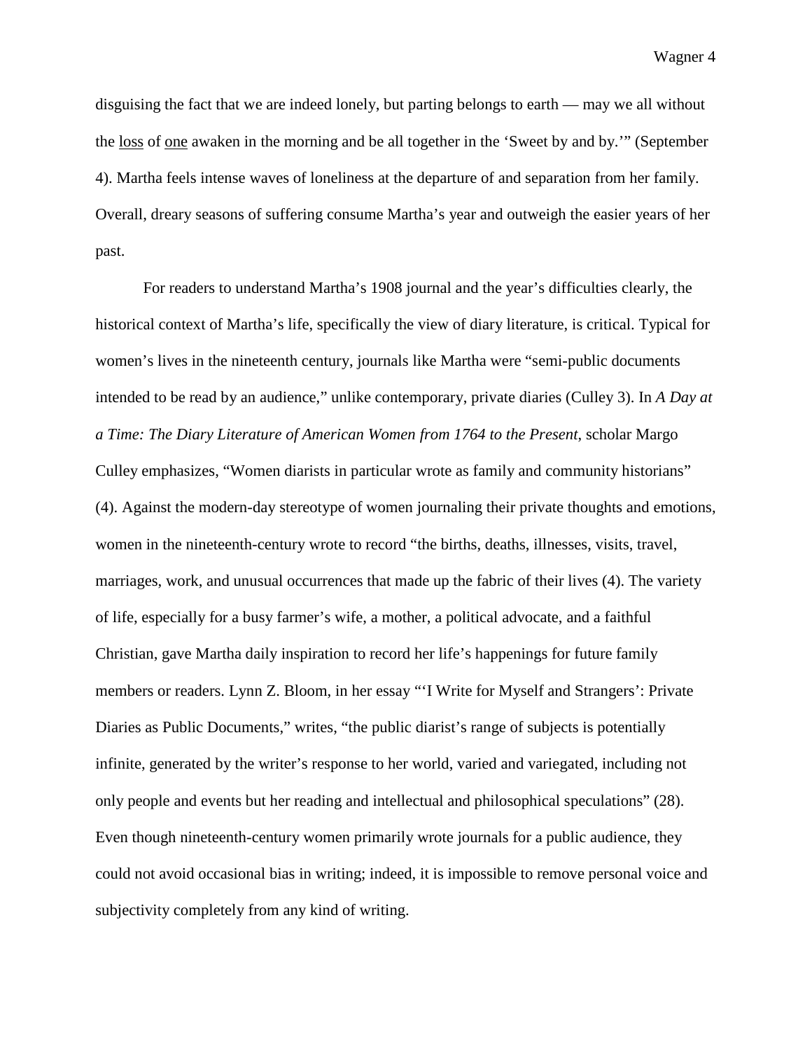disguising the fact that we are indeed lonely, but parting belongs to earth — may we all without the <u>loss</u> of <u>one</u> awaken in the morning and be all together in the 'Sweet by and by.'" (September 4). Martha feels intense waves of loneliness at the departure of and separation from her family. Overall, dreary seasons of suffering consume Martha's year and outweigh the easier years of her past.

For readers to understand Martha's 1908 journal and the year's difficulties clearly, the historical context of Martha's life, specifically the view of diary literature, is critical. Typical for women's lives in the nineteenth century, journals like Martha were "semi-public documents intended to be read by an audience," unlike contemporary, private diaries (Culley 3). In *A Day at a Time: The Diary Literature of American Women from 1764 to the Present*, scholar Margo Culley emphasizes, "Women diarists in particular wrote as family and community historians" (4). Against the modern-day stereotype of women journaling their private thoughts and emotions, women in the nineteenth-century wrote to record "the births, deaths, illnesses, visits, travel, marriages, work, and unusual occurrences that made up the fabric of their lives (4). The variety of life, especially for a busy farmer's wife, a mother, a political advocate, and a faithful Christian, gave Martha daily inspiration to record her life's happenings for future family members or readers. Lynn Z. Bloom, in her essay "'I Write for Myself and Strangers': Private Diaries as Public Documents," writes, "the public diarist's range of subjects is potentially infinite, generated by the writer's response to her world, varied and variegated, including not only people and events but her reading and intellectual and philosophical speculations" (28). Even though nineteenth-century women primarily wrote journals for a public audience, they could not avoid occasional bias in writing; indeed, it is impossible to remove personal voice and subjectivity completely from any kind of writing.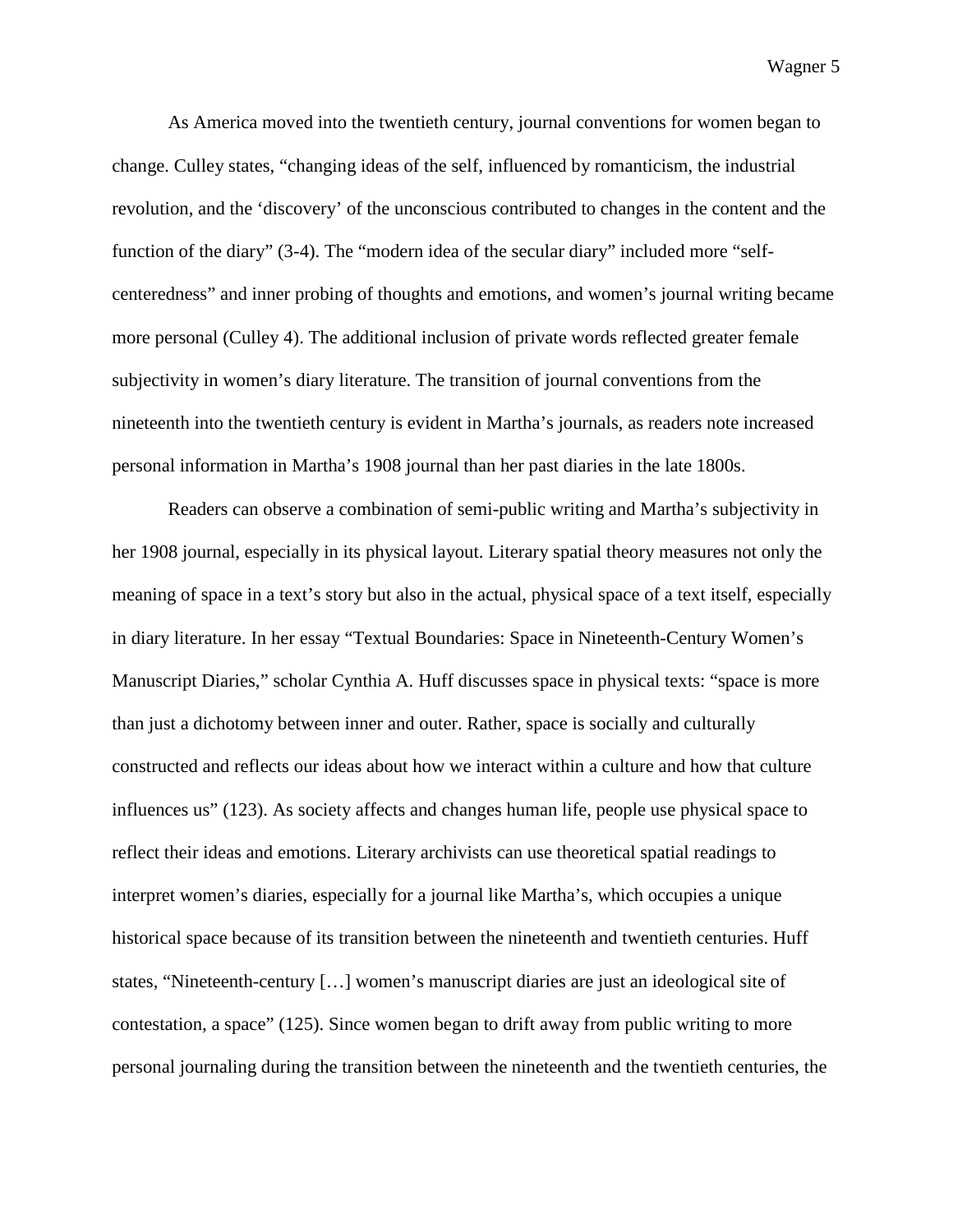As America moved into the twentieth century, journal conventions for women began to change. Culley states, "changing ideas of the self, influenced by romanticism, the industrial revolution, and the 'discovery' of the unconscious contributed to changes in the content and the function of the diary" (3-4). The "modern idea of the secular diary" included more "self-centeredness" and inner probing of thoughts and emotions, and women's journal writing became more personal (Culley 4). The additional inclusion of private words reflected greater female subjectivity in women's diary literature. The transition of journal conventions from the nineteenth into the twentieth century is evident in Martha's journals, as readers note increased personal information in Martha's 1908 journal than her past diaries in the late 1800s.

Readers can observe a combination of semi-public writing and Martha's subjectivity in her 1908 journal, especially in its physical layout. Literary spatial theory measures not only the meaning of space in a text's story but also in the actual, physical space of a text itself, especially in diary literature. In her essay "Textual Boundaries: Space in Nineteenth-Century Women's Manuscript Diaries," scholar Cynthia A. Huff discusses space in physical texts: "space is more than just a dichotomy between inner and outer. Rather, space is socially and culturally constructed and reflects our ideas about how we interact within a culture and how that culture influences us" (123). As society affects and changes human life, people use physical space to reflect their ideas and emotions. Literary archivists can use theoretical spatial readings to interpret women's diaries, especially for a journal like Martha's, which occupies a unique historical space because of its transition between the nineteenth and twentieth centuries. Huff states, "Nineteenth-century […] women's manuscript diaries are just an ideological site of contestation, a space" (125). Since women began to drift away from public writing to more personal journaling during the transition between the nineteenth and the twentieth centuries, the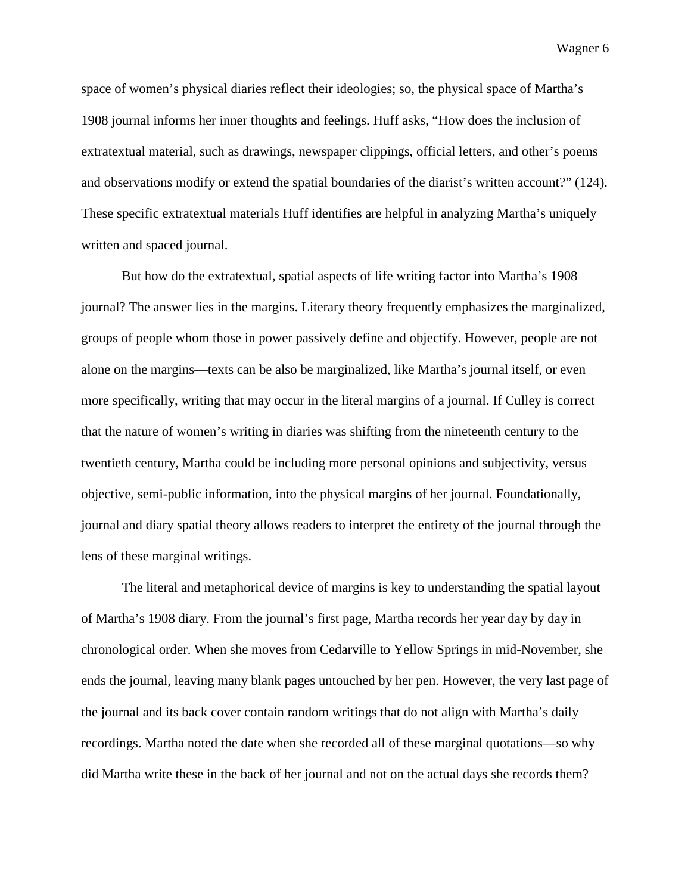space of women's physical diaries reflect their ideologies; so, the physical space of Martha's 1908 journal informs her inner thoughts and feelings. Huff asks, "How does the inclusion of extratextual material, such as drawings, newspaper clippings, official letters, and other's poems and observations modify or extend the spatial boundaries of the diarist's written account?" (124). These specific extratextual materials Huff identifies are helpful in analyzing Martha's uniquely written and spaced journal.

But how do the extratextual, spatial aspects of life writing factor into Martha's 1908 journal? The answer lies in the margins. Literary theory frequently emphasizes the marginalized, groups of people whom those in power passively define and objectify. However, people are not alone on the margins—texts can be also be marginalized, like Martha's journal itself, or even more specifically, writing that may occur in the literal margins of a journal. If Culley is correct that the nature of women's writing in diaries was shifting from the nineteenth century to the twentieth century, Martha could be including more personal opinions and subjectivity, versus objective, semi-public information, into the physical margins of her journal. Foundationally, journal and diary spatial theory allows readers to interpret the entirety of the journal through the lens of these marginal writings.

The literal and metaphorical device of margins is key to understanding the spatial layout of Martha's 1908 diary. From the journal's first page, Martha records her year day by day in chronological order. When she moves from Cedarville to Yellow Springs in mid-November, she ends the journal, leaving many blank pages untouched by her pen. However, the very last page of the journal and its back cover contain random writings that do not align with Martha's daily recordings. Martha noted the date when she recorded all of these marginal quotations—so why did Martha write these in the back of her journal and not on the actual days she records them?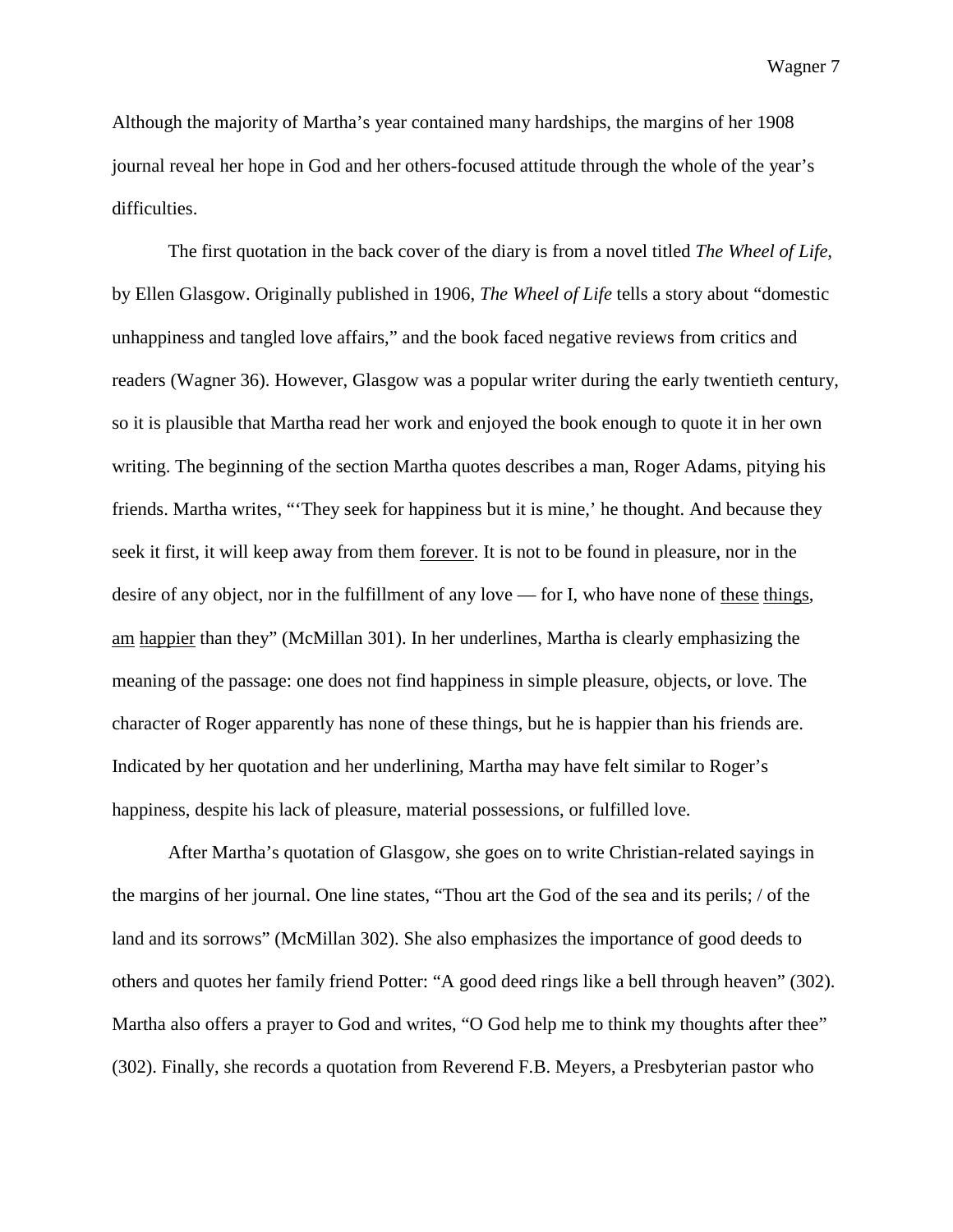Although the majority of Martha's year contained many hardships, the margins of her 1908 journal reveal her hope in God and her others-focused attitude through the whole of the year's difficulties.

The first quotation in the back cover of the diary is from a novel titled *The Wheel of Life*, by Ellen Glasgow. Originally published in 1906, *The Wheel of Life* tells a story about "domestic unhappiness and tangled love affairs," and the book faced negative reviews from critics and readers (Wagner 36). However, Glasgow was a popular writer during the early twentieth century, so it is plausible that Martha read her work and enjoyed the book enough to quote it in her own writing. The beginning of the section Martha quotes describes a man, Roger Adams, pitying his friends. Martha writes, "'They seek for happiness but it is mine,' he thought. And because they seek it first, it will keep away from them <u>forever</u>. It is not to be found in pleasure, nor in the desire of any object, nor in the fulfillment of any love — for I, who have none of <u>these</u> <u>things</u>, <u>am</u> <u>happier</u> than they" (McMillan 301). In her underlines, Martha is clearly emphasizing the meaning of the passage: one does not find happiness in simple pleasure, objects, or love. The character of Roger apparently has none of these things, but he is happier than his friends are. Indicated by her quotation and her underlining, Martha may have felt similar to Roger's happiness, despite his lack of pleasure, material possessions, or fulfilled love.

After Martha's quotation of Glasgow, she goes on to write Christian-related sayings in the margins of her journal. One line states, "Thou art the God of the sea and its perils; / of the land and its sorrows" (McMillan 302). She also emphasizes the importance of good deeds to others and quotes her family friend Potter: "A good deed rings like a bell through heaven" (302). Martha also offers a prayer to God and writes, "O God help me to think my thoughts after thee" (302). Finally, she records a quotation from Reverend F.B. Meyers, a Presbyterian pastor who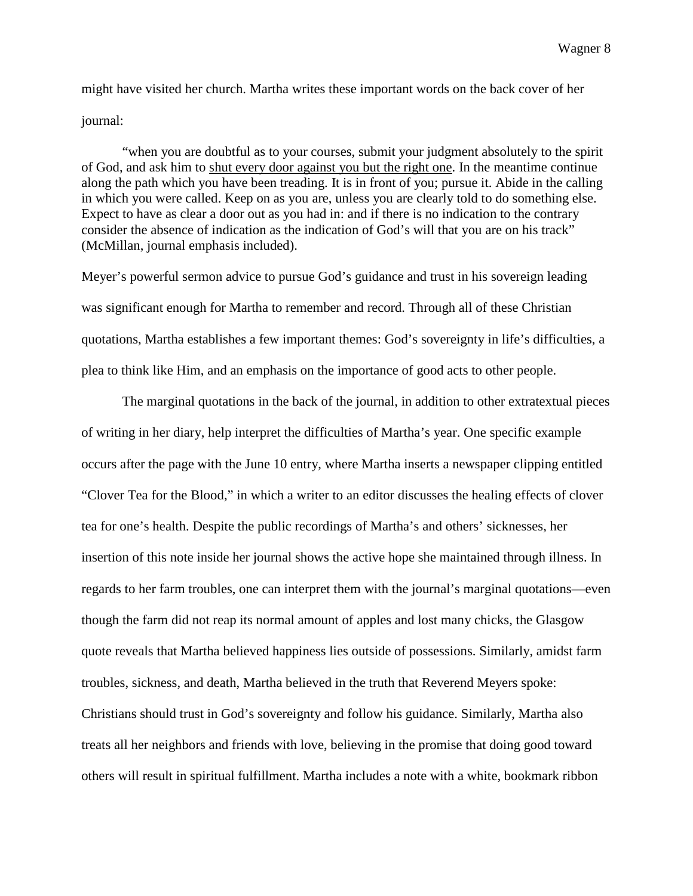might have visited her church. Martha writes these important words on the back cover of her journal:

> "when you are doubtful as to your courses, submit your judgment absolutely to the spirit of God, and ask him to <u>shut every door against you but the right one</u>. In the meantime continue along the path which you have been treading. It is in front of you; pursue it. Abide in the calling in which you were called. Keep on as you are, unless you are clearly told to do something else. Expect to have as clear a door out as you had in: and if there is no indication to the contrary consider the absence of indication as the indication of God's will that you are on his track" (McMillan, journal emphasis included).

Meyer's powerful sermon advice to pursue God's guidance and trust in his sovereign leading was significant enough for Martha to remember and record. Through all of these Christian quotations, Martha establishes a few important themes: God's sovereignty in life's difficulties, a plea to think like Him, and an emphasis on the importance of good acts to other people.

The marginal quotations in the back of the journal, in addition to other extratextual pieces of writing in her diary, help interpret the difficulties of Martha's year. One specific example occurs after the page with the June 10 entry, where Martha inserts a newspaper clipping entitled "Clover Tea for the Blood," in which a writer to an editor discusses the healing effects of clover tea for one's health. Despite the public recordings of Martha's and others' sicknesses, her insertion of this note inside her journal shows the active hope she maintained through illness. In regards to her farm troubles, one can interpret them with the journal's marginal quotations—even though the farm did not reap its normal amount of apples and lost many chicks, the Glasgow quote reveals that Martha believed happiness lies outside of possessions. Similarly, amidst farm troubles, sickness, and death, Martha believed in the truth that Reverend Meyers spoke: Christians should trust in God's sovereignty and follow his guidance. Similarly, Martha also treats all her neighbors and friends with love, believing in the promise that doing good toward others will result in spiritual fulfillment. Martha includes a note with a white, bookmark ribbon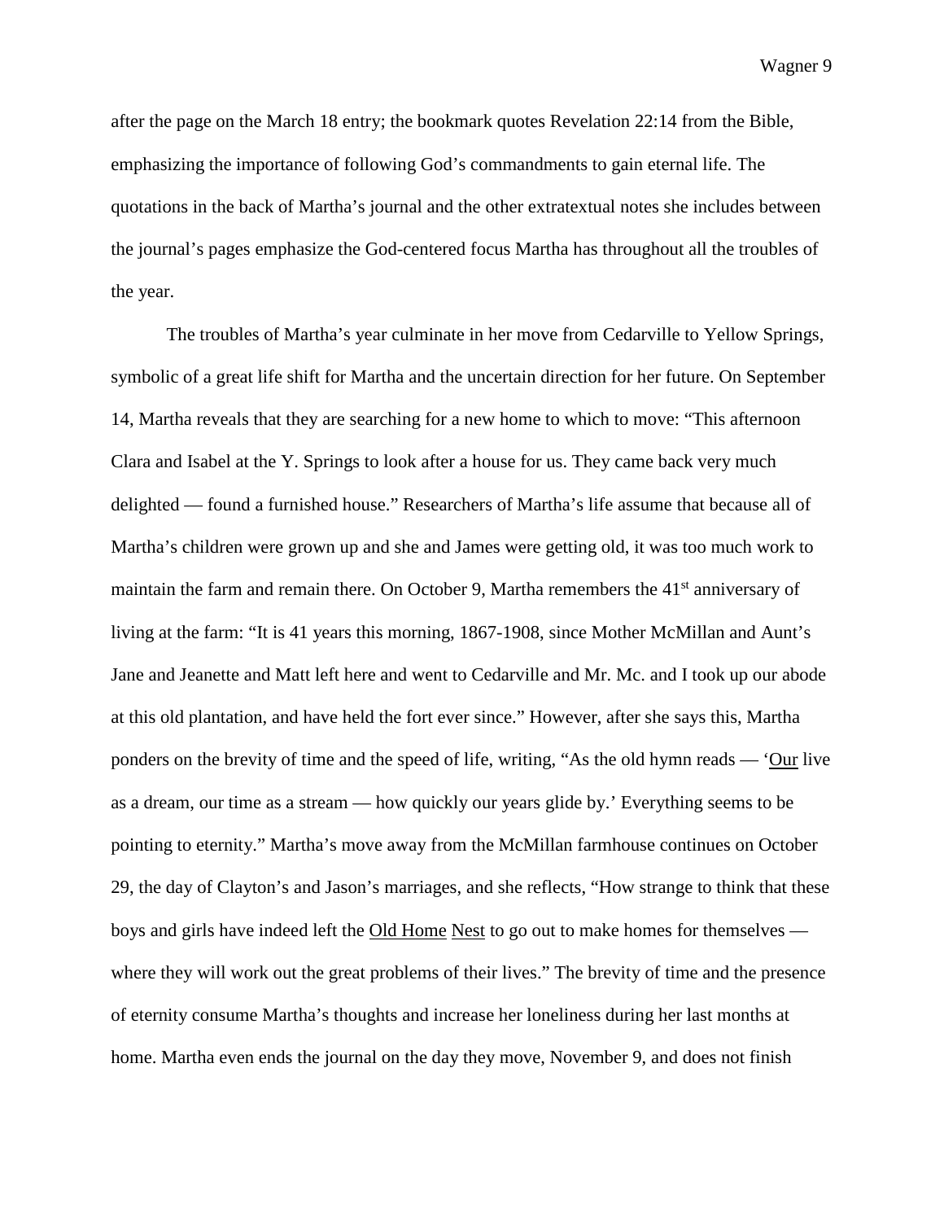after the page on the March 18 entry; the bookmark quotes Revelation 22:14 from the Bible, emphasizing the importance of following God's commandments to gain eternal life. The quotations in the back of Martha's journal and the other extratextual notes she includes between the journal's pages emphasize the God-centered focus Martha has throughout all the troubles of the year.

The troubles of Martha's year culminate in her move from Cedarville to Yellow Springs, symbolic of a great life shift for Martha and the uncertain direction for her future. On September 14, Martha reveals that they are searching for a new home to which to move: "This afternoon Clara and Isabel at the Y. Springs to look after a house for us. They came back very much delighted — found a furnished house." Researchers of Martha's life assume that because all of Martha's children were grown up and she and James were getting old, it was too much work to maintain the farm and remain there. On October 9, Martha remembers the 41st anniversary of living at the farm: "It is 41 years this morning, 1867-1908, since Mother McMillan and Aunt's Jane and Jeanette and Matt left here and went to Cedarville and Mr. Mc. and I took up our abode at this old plantation, and have held the fort ever since." However, after she says this, Martha ponders on the brevity of time and the speed of life, writing, "As the old hymn reads — '<u>Our</u> live as a dream, our time as a stream — how quickly our years glide by.' Everything seems to be pointing to eternity." Martha's move away from the McMillan farmhouse continues on October 29, the day of Clayton's and Jason's marriages, and she reflects, "How strange to think that these boys and girls have indeed left the <u>Old Home</u> <u>Nest</u> to go out to make homes for themselves — where they will work out the great problems of their lives." The brevity of time and the presence of eternity consume Martha's thoughts and increase her loneliness during her last months at home. Martha even ends the journal on the day they move, November 9, and does not finish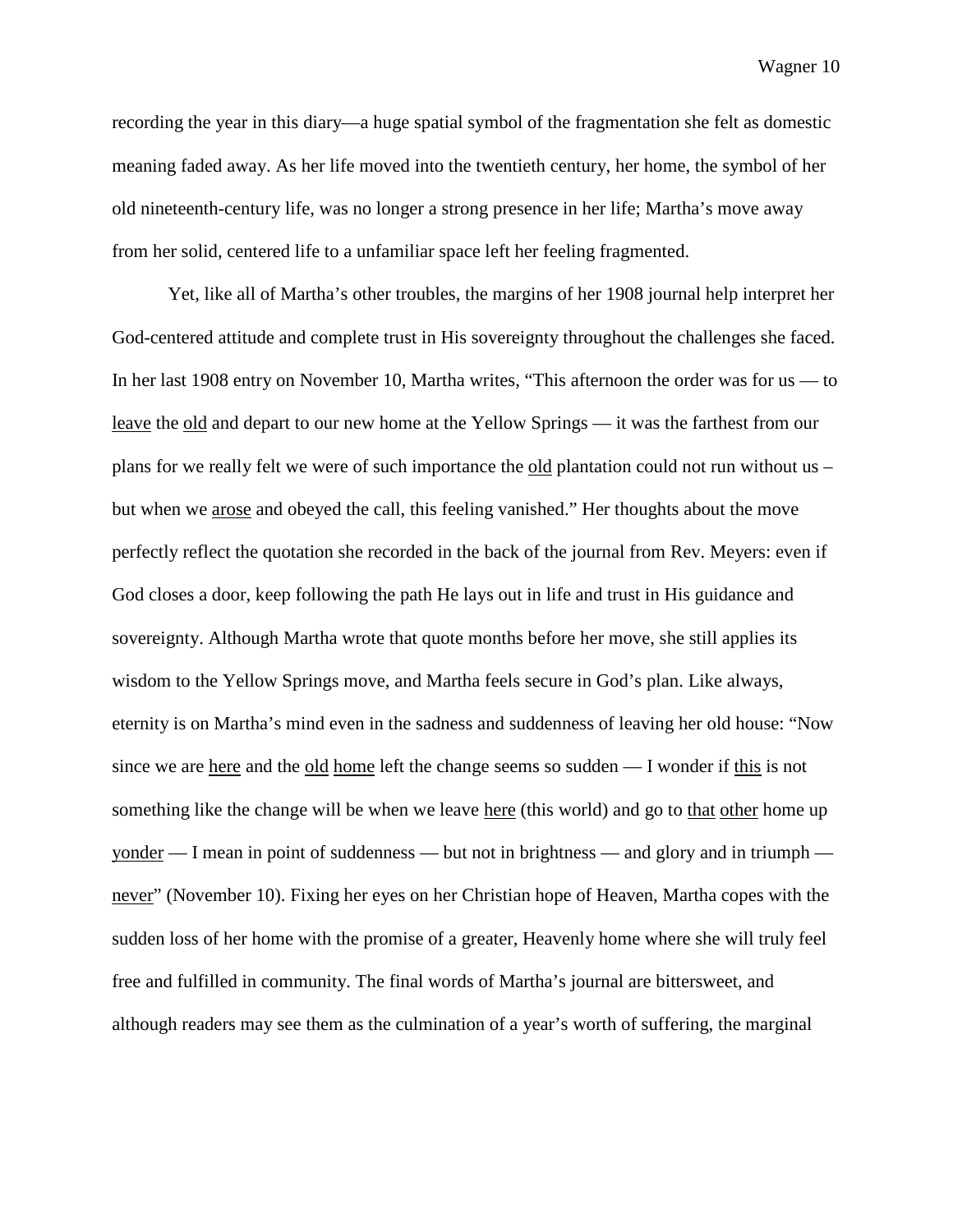recording the year in this diary—a huge spatial symbol of the fragmentation she felt as domestic meaning faded away. As her life moved into the twentieth century, her home, the symbol of her old nineteenth-century life, was no longer a strong presence in her life; Martha's move away from her solid, centered life to a unfamiliar space left her feeling fragmented.

Yet, like all of Martha's other troubles, the margins of her 1908 journal help interpret her God-centered attitude and complete trust in His sovereignty throughout the challenges she faced. In her last 1908 entry on November 10, Martha writes, "This afternoon the order was for us — to <u>leave</u> the <u>old</u> and depart to our new home at the Yellow Springs — it was the farthest from our plans for we really felt we were of such importance the <u>old</u> plantation could not run without us – but when we <u>arose</u> and obeyed the call, this feeling vanished." Her thoughts about the move perfectly reflect the quotation she recorded in the back of the journal from Rev. Meyers: even if God closes a door, keep following the path He lays out in life and trust in His guidance and sovereignty. Although Martha wrote that quote months before her move, she still applies its wisdom to the Yellow Springs move, and Martha feels secure in God's plan. Like always, eternity is on Martha's mind even in the sadness and suddenness of leaving her old house: "Now since we are <u>here</u> and the <u>old</u> <u>home</u> left the change seems so sudden — I wonder if <u>this</u> is not something like the change will be when we leave <u>here</u> (this world) and go to <u>that</u> <u>other</u> home up <u>yonder</u> — I mean in point of suddenness — but not in brightness — and glory and in triumph — <u>never</u>" (November 10). Fixing her eyes on her Christian hope of Heaven, Martha copes with the sudden loss of her home with the promise of a greater, Heavenly home where she will truly feel free and fulfilled in community. The final words of Martha's journal are bittersweet, and although readers may see them as the culmination of a year's worth of suffering, the marginal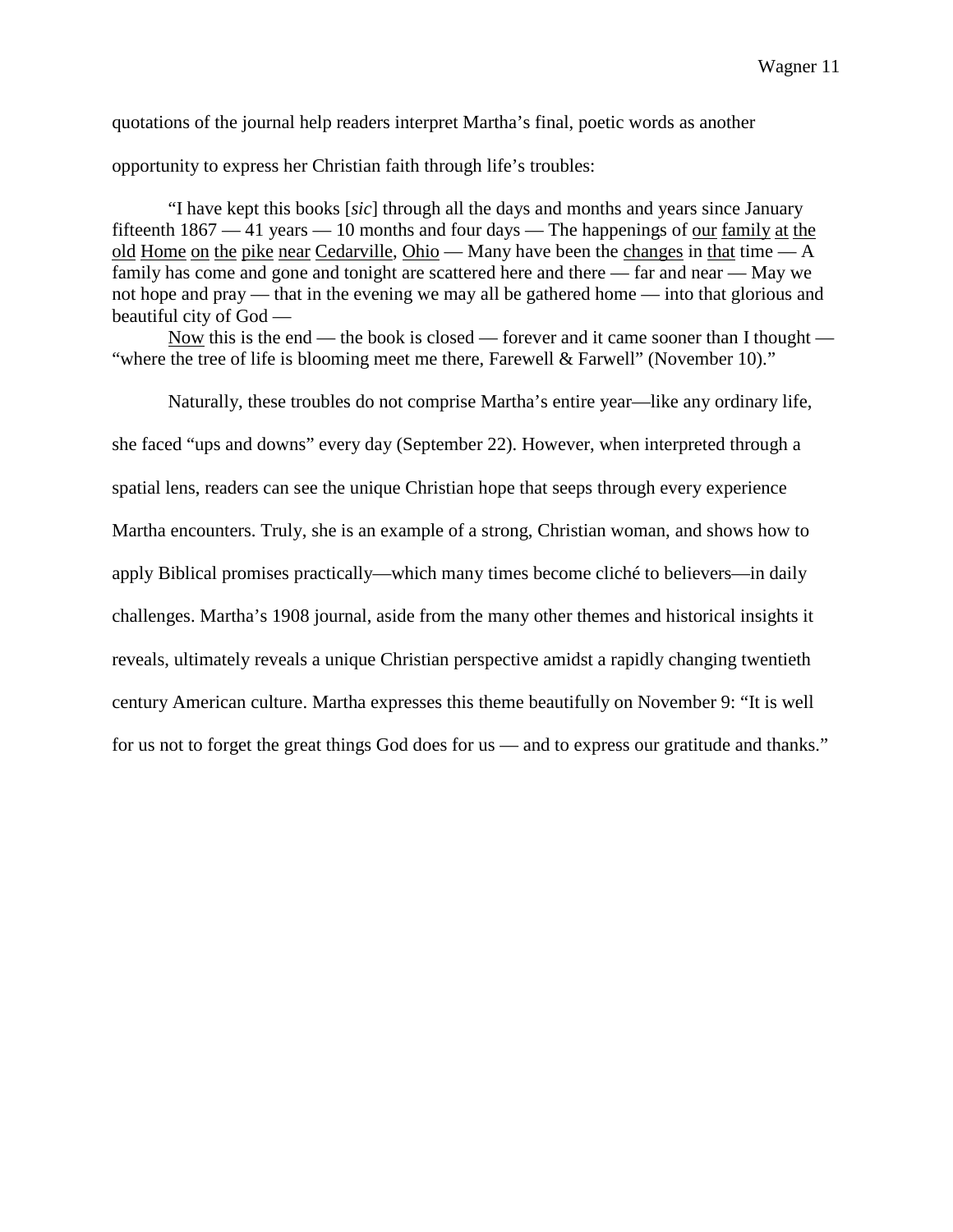quotations of the journal help readers interpret Martha's final, poetic words as another opportunity to express her Christian faith through life's troubles:

> "I have kept this books [*sic*] through all the days and months and years since January fifteenth 1867 — 41 years — 10 months and four days — The happenings of <u>our</u> <u>family</u> <u>at</u> <u>the</u> <u>old</u> <u>Home</u> <u>on</u> <u>the</u> <u>pike</u> <u>near</u> <u>Cedarville</u>, <u>Ohio</u> — Many have been the <u>changes</u> in <u>that</u> time — A family has come and gone and tonight are scattered here and there — far and near — May we not hope and pray — that in the evening we may all be gathered home — into that glorious and beautiful city of God —
>
> <u>Now</u> this is the end — the book is closed — forever and it came sooner than I thought — "where the tree of life is blooming meet me there, Farewell & Farwell" (November 10)."

Naturally, these troubles do not comprise Martha's entire year—like any ordinary life, she faced "ups and downs" every day (September 22). However, when interpreted through a spatial lens, readers can see the unique Christian hope that seeps through every experience Martha encounters. Truly, she is an example of a strong, Christian woman, and shows how to apply Biblical promises practically—which many times become cliché to believers—in daily challenges. Martha's 1908 journal, aside from the many other themes and historical insights it reveals, ultimately reveals a unique Christian perspective amidst a rapidly changing twentieth century American culture. Martha expresses this theme beautifully on November 9: "It is well for us not to forget the great things God does for us — and to express our gratitude and thanks."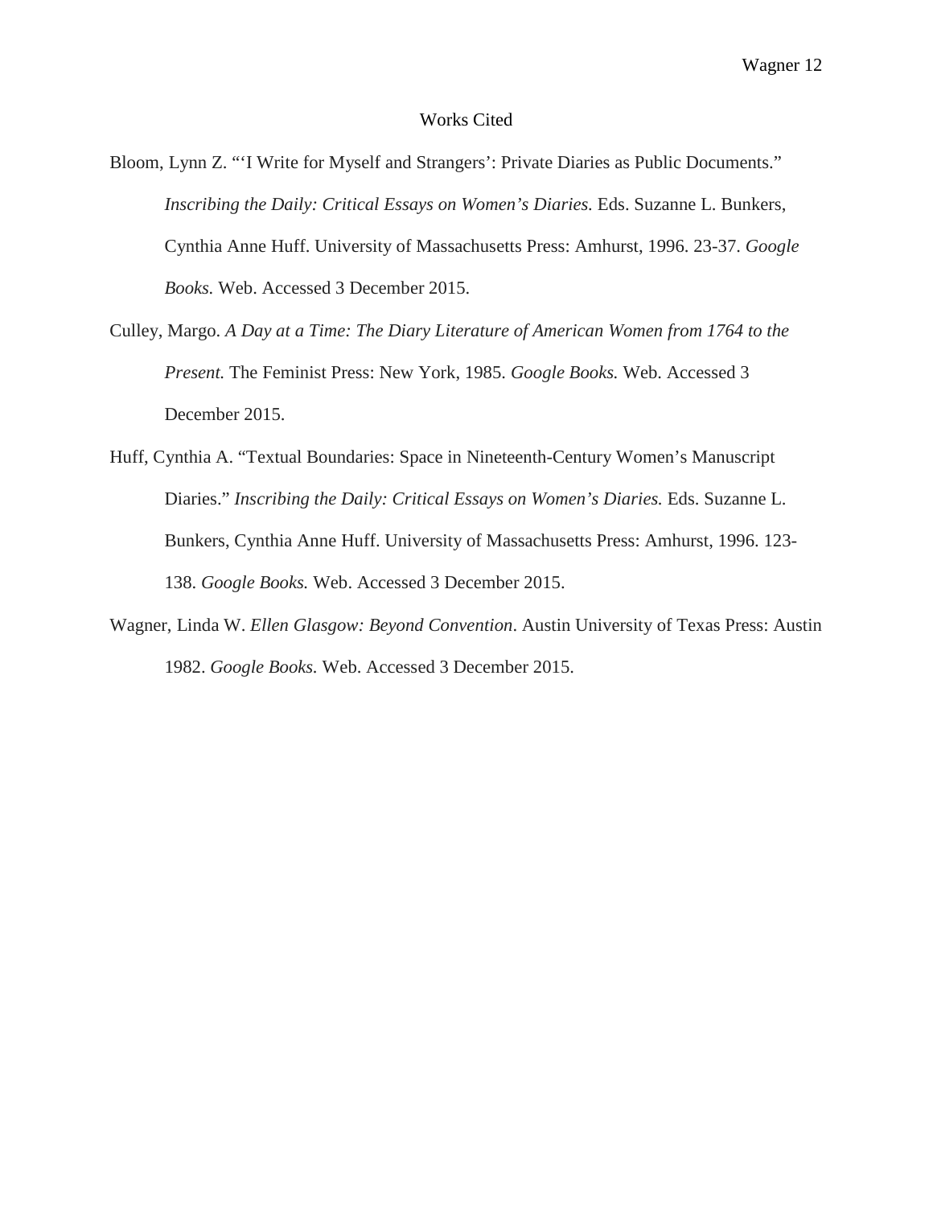# Works Cited

Bloom, Lynn Z. "'I Write for Myself and Strangers': Private Diaries as Public Documents." *Inscribing the Daily: Critical Essays on Women's Diaries.* Eds. Suzanne L. Bunkers, Cynthia Anne Huff. University of Massachusetts Press: Amhurst, 1996. 23-37. *Google Books.* Web. Accessed 3 December 2015.

Culley, Margo. *A Day at a Time: The Diary Literature of American Women from 1764 to the Present.* The Feminist Press: New York, 1985. *Google Books.* Web. Accessed 3 December 2015.

Huff, Cynthia A. "Textual Boundaries: Space in Nineteenth-Century Women's Manuscript Diaries." *Inscribing the Daily: Critical Essays on Women's Diaries.* Eds. Suzanne L. Bunkers, Cynthia Anne Huff. University of Massachusetts Press: Amhurst, 1996. 123-138. *Google Books.* Web. Accessed 3 December 2015.

Wagner, Linda W. *Ellen Glasgow: Beyond Convention*. Austin University of Texas Press: Austin 1982. *Google Books.* Web. Accessed 3 December 2015.